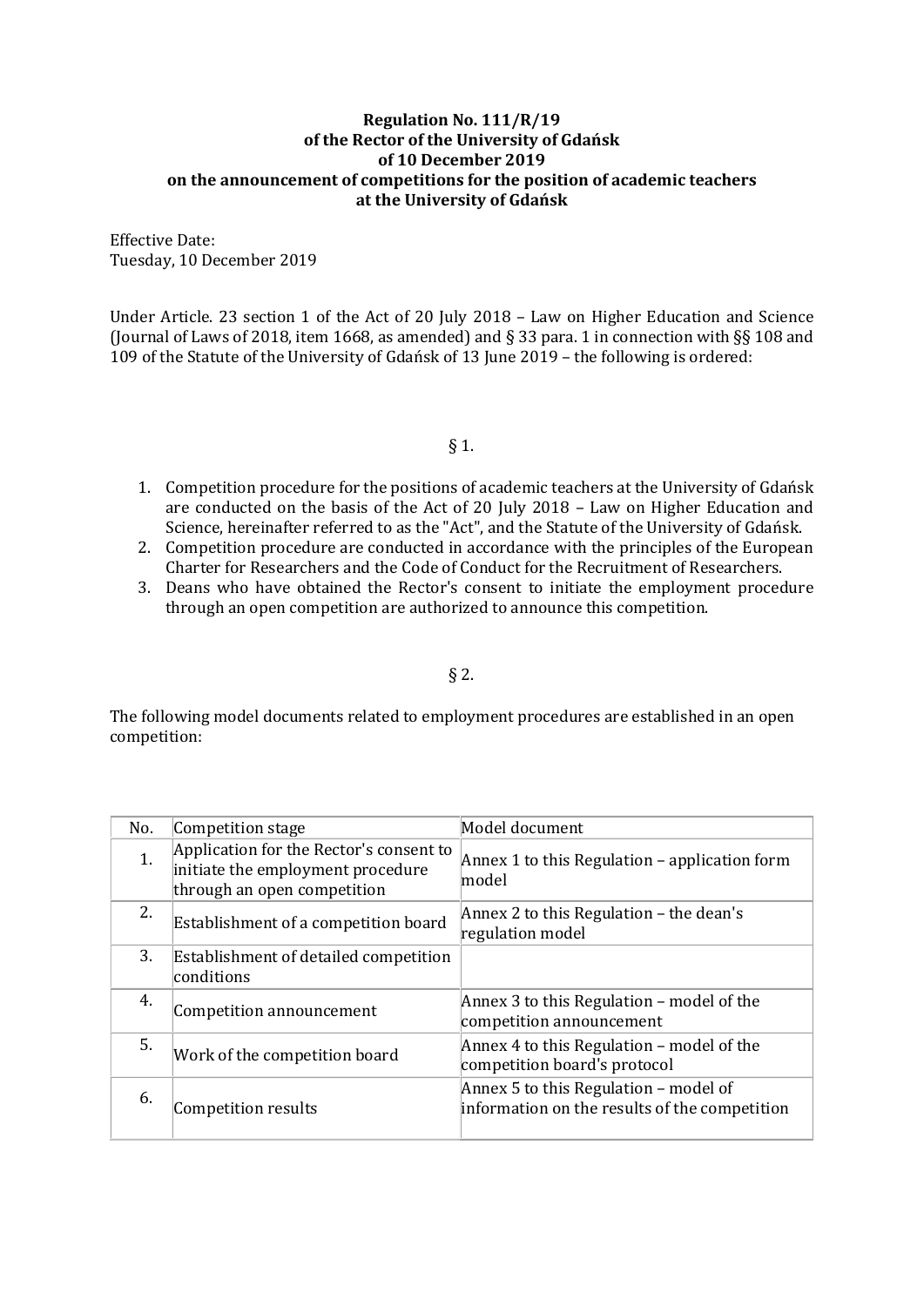**Regulation No. 111/R/19**
**of the Rector of the University of Gdańsk**
**of 10 December 2019**
**on the announcement of competitions for the position of academic teachers at the University of Gdańsk**

Effective Date:
Tuesday, 10 December 2019

Under Article. 23 section 1 of the Act of 20 July 2018 – Law on Higher Education and Science (Journal of Laws of 2018, item 1668, as amended) and § 33 para. 1 in connection with §§ 108 and 109 of the Statute of the University of Gdańsk of 13 June 2019 – the following is ordered:

§ 1.

1. Competition procedure for the positions of academic teachers at the University of Gdańsk are conducted on the basis of the Act of 20 July 2018 – Law on Higher Education and Science, hereinafter referred to as the "Act", and the Statute of the University of Gdańsk.
2. Competition procedure are conducted in accordance with the principles of the European Charter for Researchers and the Code of Conduct for the Recruitment of Researchers.
3. Deans who have obtained the Rector's consent to initiate the employment procedure through an open competition are authorized to announce this competition.

§ 2.

The following model documents related to employment procedures are established in an open competition:

| No. | Competition stage | Model document |
|---|---|---|
| 1. | Application for the Rector's consent to initiate the employment procedure through an open competition | Annex 1 to this Regulation – application form model |
| 2. | Establishment of a competition board | Annex 2 to this Regulation – the dean's regulation model |
| 3. | Establishment of detailed competition conditions | |
| 4. | Competition announcement | Annex 3 to this Regulation – model of the competition announcement |
| 5. | Work of the competition board | Annex 4 to this Regulation – model of the competition board's protocol |
| 6. | Competition results | Annex 5 to this Regulation – model of information on the results of the competition |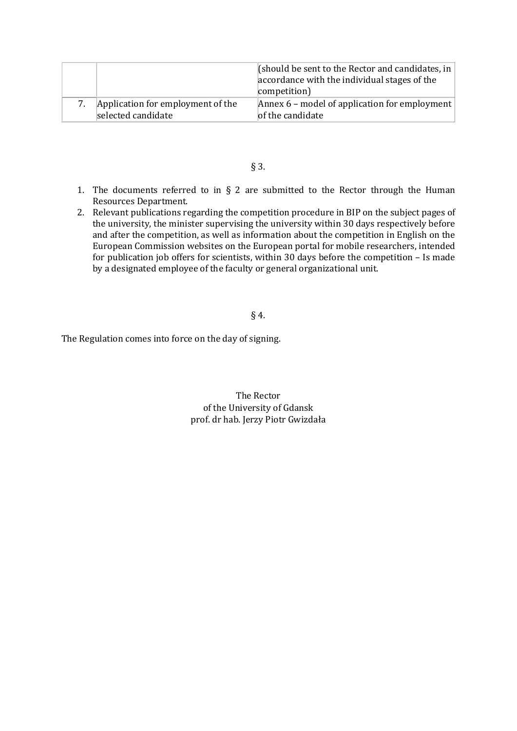| | | |
|---|---|---|
| | | (should be sent to the Rector and candidates, in accordance with the individual stages of the competition) |
| 7. | Application for employment of the selected candidate | Annex 6 – model of application for employment of the candidate |

§ 3.

1. The documents referred to in § 2 are submitted to the Rector through the Human Resources Department.
2. Relevant publications regarding the competition procedure in BIP on the subject pages of the university, the minister supervising the university within 30 days respectively before and after the competition, as well as information about the competition in English on the European Commission websites on the European portal for mobile researchers, intended for publication job offers for scientists, within 30 days before the competition – Is made by a designated employee of the faculty or general organizational unit.

§ 4.

The Regulation comes into force on the day of signing.

The Rector
of the University of Gdansk
prof. dr hab. Jerzy Piotr Gwizdała